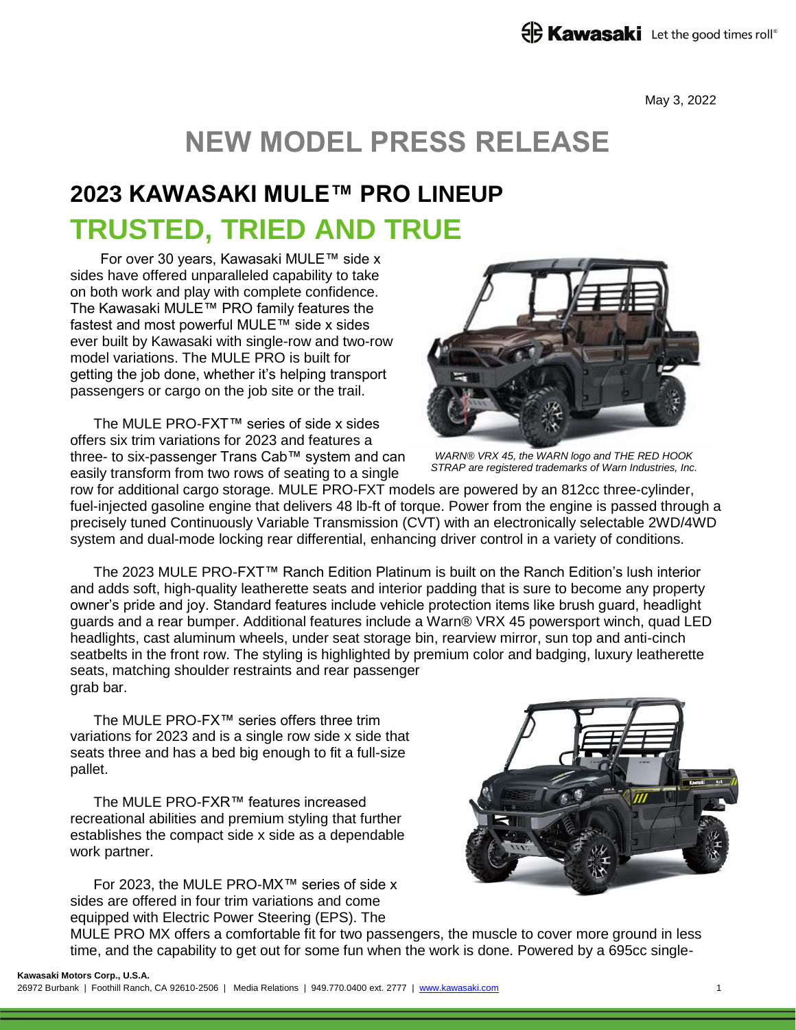May 3, 2022

# NEW MODEL PRESS RELEASE

## 2023 KAWASAKI MULE™ PRO LINEUP

## TRUSTED, TRIED AND TRUE

For over 30 years, Kawasaki MULE™ side x sides have offered unparalleled capability to take on both work and play with complete confidence. The Kawasaki MULE™ PRO family features the fastest and most powerful MULE™ side x sides ever built by Kawasaki with single-row and two-row model variations. The MULE PRO is built for getting the job done, whether it's helping transport passengers or cargo on the job site or the trail.

*WARN® VRX 45, the WARN logo and THE RED HOOK STRAP are registered trademarks of Warn Industries, Inc.*

The MULE PRO-FXT™ series of side x sides offers six trim variations for 2023 and features a three- to six-passenger Trans Cab™ system and can easily transform from two rows of seating to a single row for additional cargo storage. MULE PRO-FXT models are powered by an 812cc three-cylinder, fuel-injected gasoline engine that delivers 48 lb-ft of torque. Power from the engine is passed through a precisely tuned Continuously Variable Transmission (CVT) with an electronically selectable 2WD/4WD system and dual-mode locking rear differential, enhancing driver control in a variety of conditions.

The 2023 MULE PRO-FXT™ Ranch Edition Platinum is built on the Ranch Edition's lush interior and adds soft, high-quality leatherette seats and interior padding that is sure to become any property owner's pride and joy. Standard features include vehicle protection items like brush guard, headlight guards and a rear bumper. Additional features include a Warn® VRX 45 powersport winch, quad LED headlights, cast aluminum wheels, under seat storage bin, rearview mirror, sun top and anti-cinch seatbelts in the front row. The styling is highlighted by premium color and badging, luxury leatherette seats, matching shoulder restraints and rear passenger grab bar.

The MULE PRO-FX™ series offers three trim variations for 2023 and is a single row side x side that seats three and has a bed big enough to fit a full-size pallet.

The MULE PRO-FXR™ features increased recreational abilities and premium styling that further establishes the compact side x side as a dependable work partner.

For 2023, the MULE PRO-MX™ series of side x sides are offered in four trim variations and come equipped with Electric Power Steering (EPS). The MULE PRO MX offers a comfortable fit for two passengers, the muscle to cover more ground in less time, and the capability to get out for some fun when the work is done. Powered by a 695cc single-

**Kawasaki Motors Corp., U.S.A.**
26972 Burbank | Foothill Ranch, CA 92610-2506 | Media Relations | 949.770.0400 ext. 2777 | www.kawasaki.com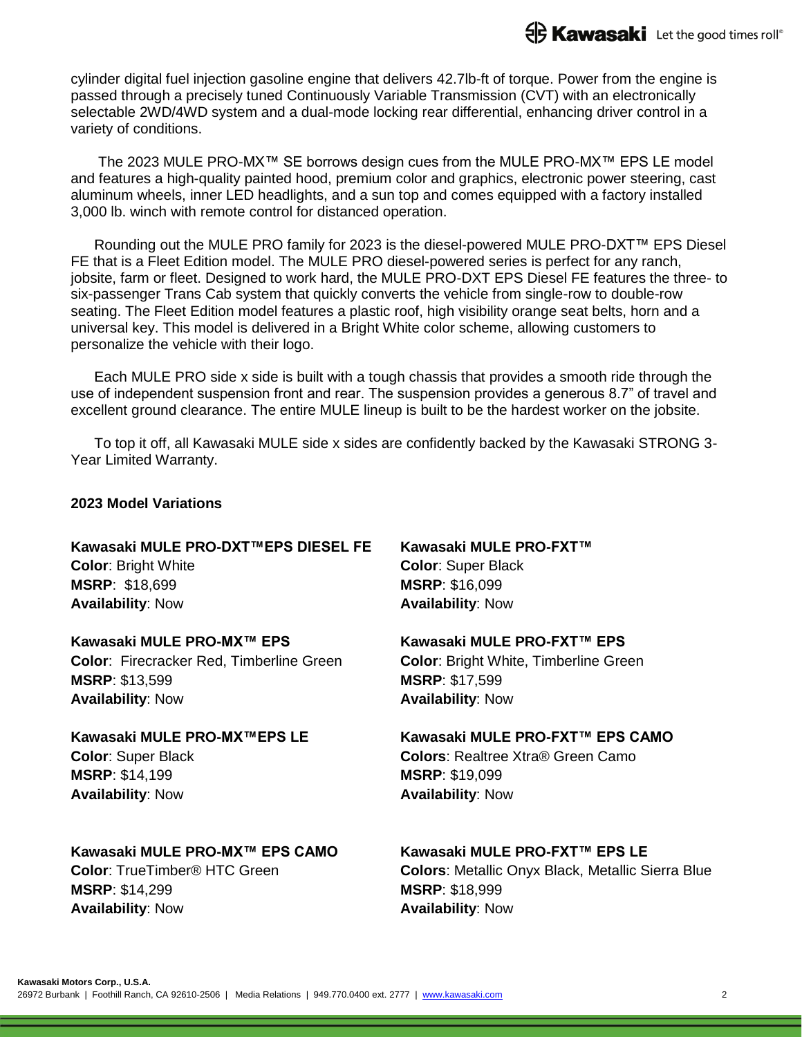cylinder digital fuel injection gasoline engine that delivers 42.7lb-ft of torque. Power from the engine is passed through a precisely tuned Continuously Variable Transmission (CVT) with an electronically selectable 2WD/4WD system and a dual-mode locking rear differential, enhancing driver control in a variety of conditions.

The 2023 MULE PRO-MX™ SE borrows design cues from the MULE PRO-MX™ EPS LE model and features a high-quality painted hood, premium color and graphics, electronic power steering, cast aluminum wheels, inner LED headlights, and a sun top and comes equipped with a factory installed 3,000 lb. winch with remote control for distanced operation.

Rounding out the MULE PRO family for 2023 is the diesel-powered MULE PRO-DXT™ EPS Diesel FE that is a Fleet Edition model. The MULE PRO diesel-powered series is perfect for any ranch, jobsite, farm or fleet. Designed to work hard, the MULE PRO-DXT EPS Diesel FE features the three- to six-passenger Trans Cab system that quickly converts the vehicle from single-row to double-row seating. The Fleet Edition model features a plastic roof, high visibility orange seat belts, horn and a universal key. This model is delivered in a Bright White color scheme, allowing customers to personalize the vehicle with their logo.

Each MULE PRO side x side is built with a tough chassis that provides a smooth ride through the use of independent suspension front and rear. The suspension provides a generous 8.7" of travel and excellent ground clearance. The entire MULE lineup is built to be the hardest worker on the jobsite.

To top it off, all Kawasaki MULE side x sides are confidently backed by the Kawasaki STRONG 3-Year Limited Warranty.

**2023 Model Variations**

**Kawasaki MULE PRO-DXT™EPS DIESEL FE**
**Color**: Bright White
**MSRP**: $18,699
**Availability**: Now

**Kawasaki MULE PRO-MX™ EPS**
**Color**: Firecracker Red, Timberline Green
**MSRP**: $13,599
**Availability**: Now

**Kawasaki MULE PRO-MX™EPS LE**
**Color**: Super Black
**MSRP**: $14,199
**Availability**: Now

**Kawasaki MULE PRO-MX™ EPS CAMO**
**Color**: TrueTimber® HTC Green
**MSRP**: $14,299
**Availability**: Now

**Kawasaki MULE PRO-FXT™**
**Color**: Super Black
**MSRP**: $16,099
**Availability**: Now

**Kawasaki MULE PRO-FXT™ EPS**
**Color**: Bright White, Timberline Green
**MSRP**: $17,599
**Availability**: Now

**Kawasaki MULE PRO-FXT™ EPS CAMO**
**Colors**: Realtree Xtra® Green Camo
**MSRP**: $19,099
**Availability**: Now

**Kawasaki MULE PRO-FXT™ EPS LE**
**Colors**: Metallic Onyx Black, Metallic Sierra Blue
**MSRP**: $18,999
**Availability**: Now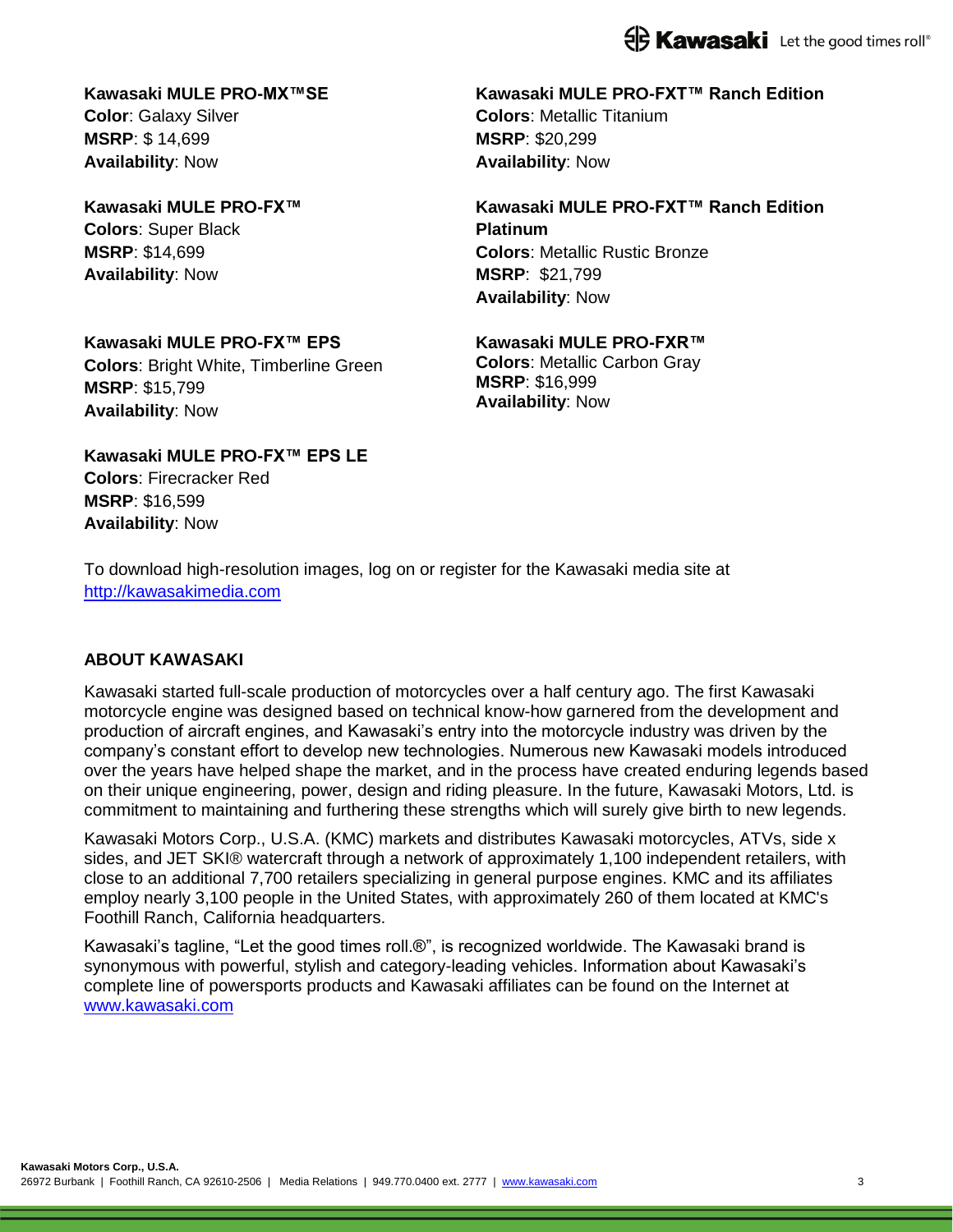**Kawasaki MULE PRO-MX™SE**
**Color**: Galaxy Silver
**MSRP**: $ 14,699
**Availability**: Now

**Kawasaki MULE PRO-FX™**
**Colors**: Super Black
**MSRP**: $14,699
**Availability**: Now

**Kawasaki MULE PRO-FX™ EPS**
**Colors**: Bright White, Timberline Green
**MSRP**: $15,799
**Availability**: Now

**Kawasaki MULE PRO-FX™ EPS LE**
**Colors**: Firecracker Red
**MSRP**: $16,599
**Availability**: Now

**Kawasaki MULE PRO-FXT™ Ranch Edition**
**Colors**: Metallic Titanium
**MSRP**: $20,299
**Availability**: Now

**Kawasaki MULE PRO-FXT™ Ranch Edition Platinum**
**Colors**: Metallic Rustic Bronze
**MSRP**: $21,799
**Availability**: Now

**Kawasaki MULE PRO-FXR™**
**Colors**: Metallic Carbon Gray
**MSRP**: $16,999
**Availability**: Now

To download high-resolution images, log on or register for the Kawasaki media site at http://kawasakimedia.com

## ABOUT KAWASAKI

Kawasaki started full-scale production of motorcycles over a half century ago. The first Kawasaki motorcycle engine was designed based on technical know-how garnered from the development and production of aircraft engines, and Kawasaki's entry into the motorcycle industry was driven by the company's constant effort to develop new technologies. Numerous new Kawasaki models introduced over the years have helped shape the market, and in the process have created enduring legends based on their unique engineering, power, design and riding pleasure. In the future, Kawasaki Motors, Ltd. is commitment to maintaining and furthering these strengths which will surely give birth to new legends.

Kawasaki Motors Corp., U.S.A. (KMC) markets and distributes Kawasaki motorcycles, ATVs, side x sides, and JET SKI® watercraft through a network of approximately 1,100 independent retailers, with close to an additional 7,700 retailers specializing in general purpose engines. KMC and its affiliates employ nearly 3,100 people in the United States, with approximately 260 of them located at KMC's Foothill Ranch, California headquarters.

Kawasaki's tagline, "Let the good times roll.®", is recognized worldwide. The Kawasaki brand is synonymous with powerful, stylish and category-leading vehicles. Information about Kawasaki's complete line of powersports products and Kawasaki affiliates can be found on the Internet at www.kawasaki.com